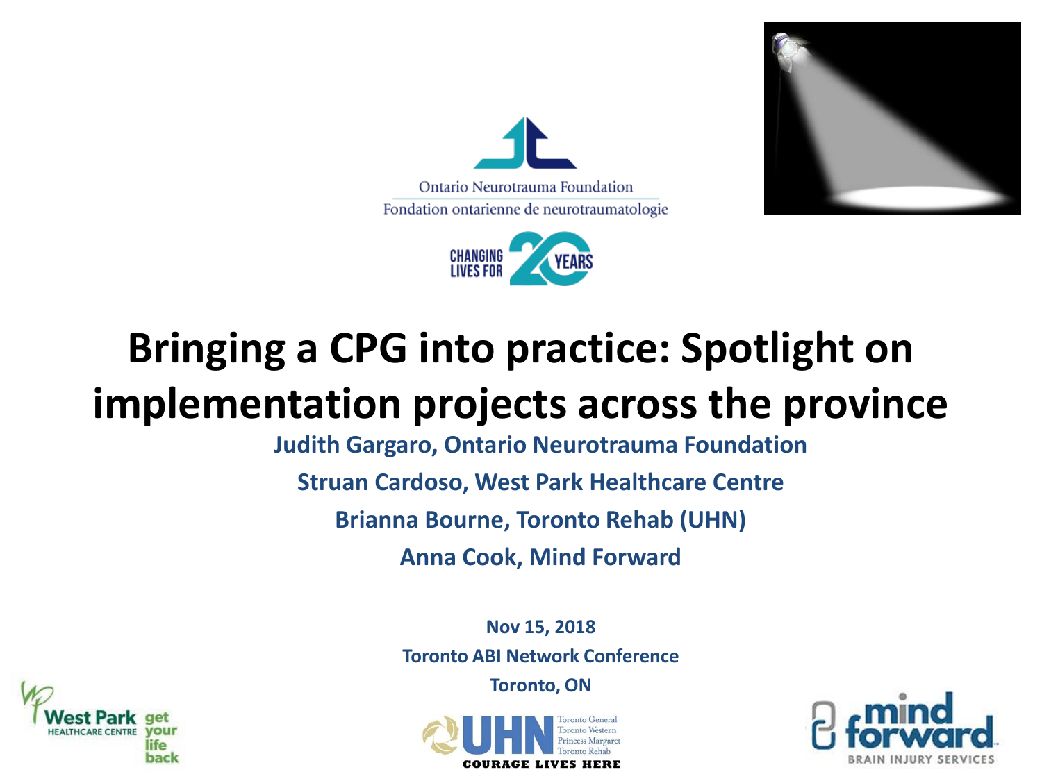Ontario Neurotrauma Foundation

Fondation ontarienne de neurotraumatologie

CHANGING LIVES FOR 20 YEARS

# Bringing a CPG into practice: Spotlight on implementation projects across the province

**Judith Gargaro, Ontario Neurotrauma Foundation**

**Struan Cardoso, West Park Healthcare Centre**

**Brianna Bourne, Toronto Rehab (UHN)**

**Anna Cook, Mind Forward**

**Nov 15, 2018**

**Toronto ABI Network Conference**

**Toronto, ON**

West Park Healthcare Centre — get your life back

UHN — Toronto General, Toronto Western, Princess Margaret, Toronto Rehab — COURAGE LIVES HERE

mind forward — BRAIN INJURY SERVICES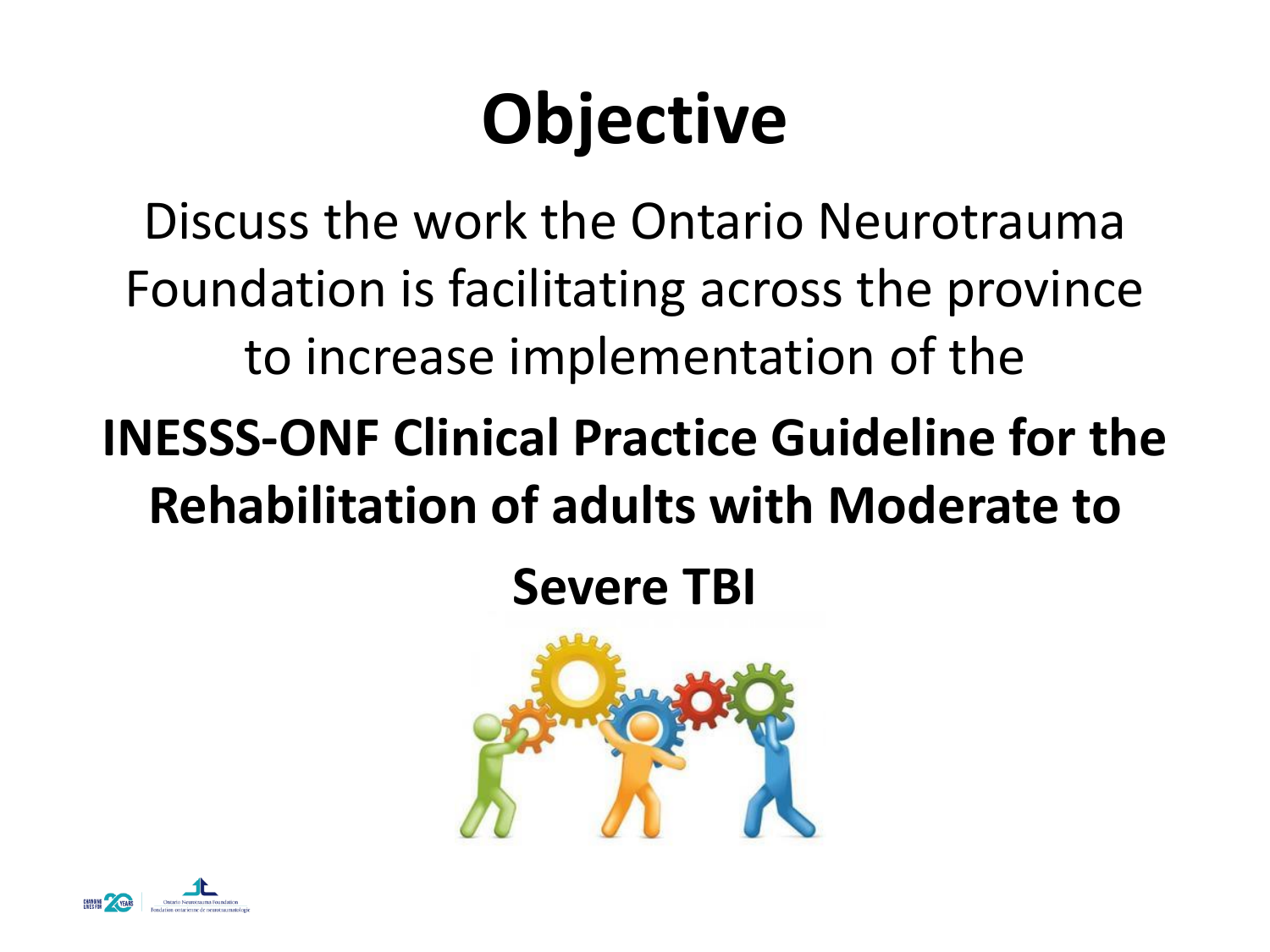# Objective

Discuss the work the Ontario Neurotrauma Foundation is facilitating across the province to increase implementation of the

**INESSS-ONF Clinical Practice Guideline for the Rehabilitation of adults with Moderate to Severe TBI**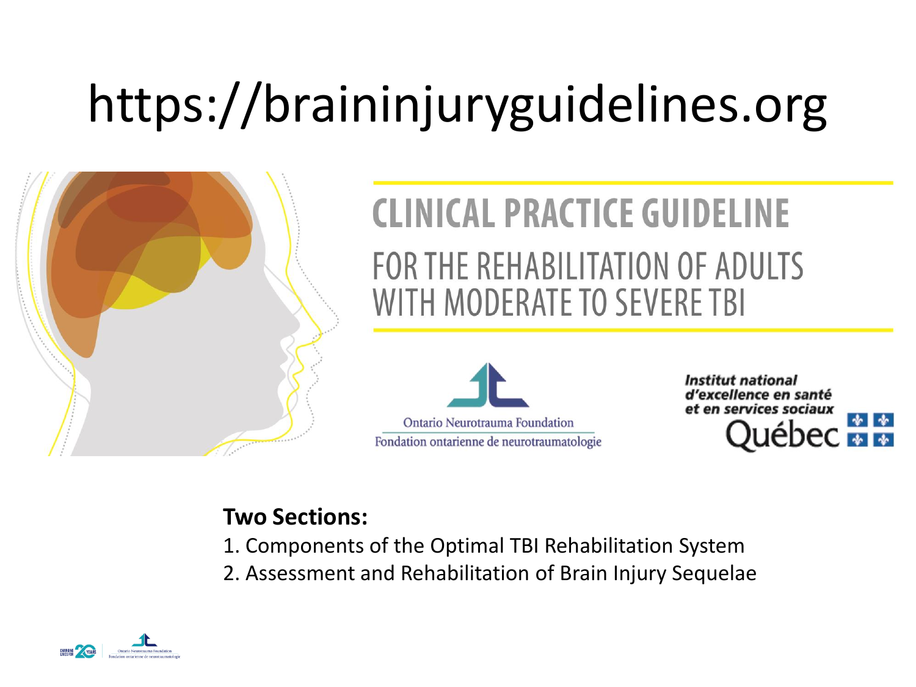# https://braininjuryguidelines.org

## CLINICAL PRACTICE GUIDELINE

FOR THE REHABILITATION OF ADULTS WITH MODERATE TO SEVERE TBI

Ontario Neurotrauma Foundation
Fondation ontarienne de neurotraumatologie

*Institut national d'excellence en santé et en services sociaux*
Québec

**Two Sections:**

1. Components of the Optimal TBI Rehabilitation System
2. Assessment and Rehabilitation of Brain Injury Sequelae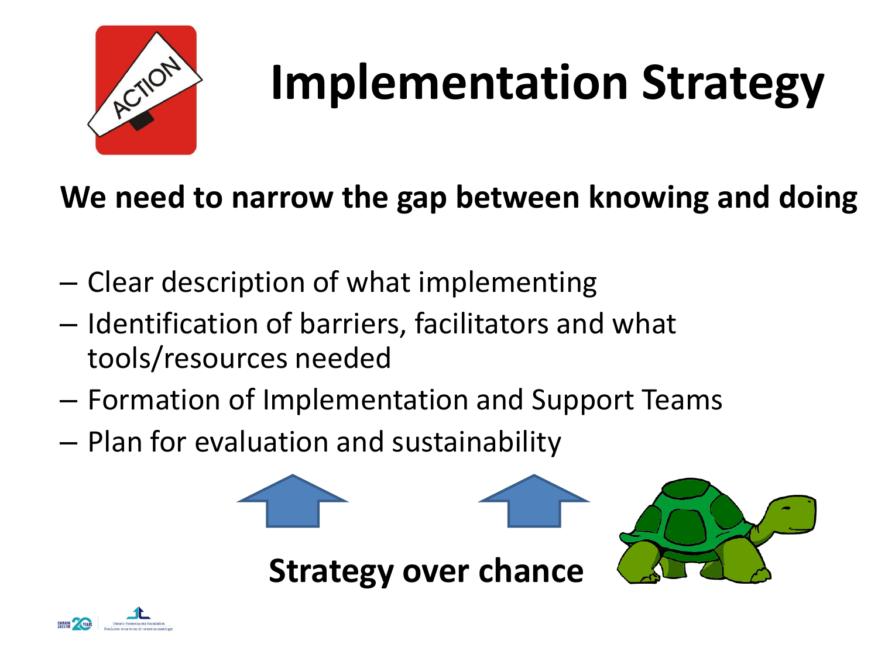# Implementation Strategy

**We need to narrow the gap between knowing and doing**

- Clear description of what implementing
- Identification of barriers, facilitators and what tools/resources needed
- Formation of Implementation and Support Teams
- Plan for evaluation and sustainability

**Strategy over chance**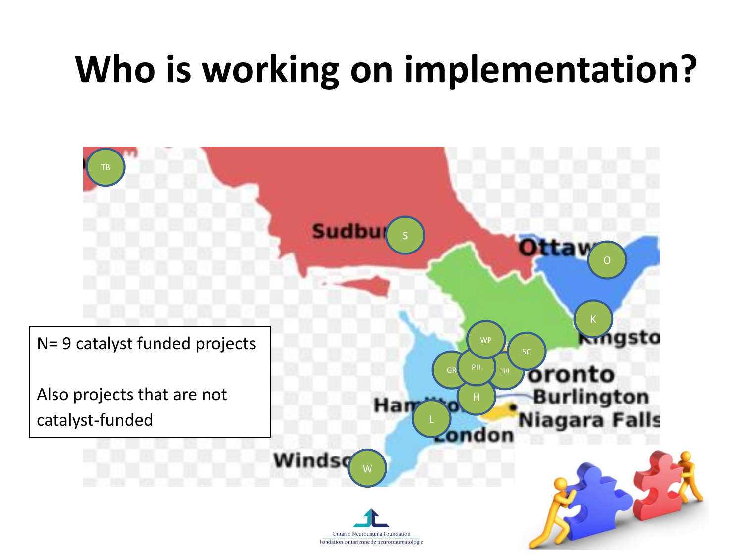# Who is working on implementation?

N= 9 catalyst funded projects

Also projects that are not catalyst-funded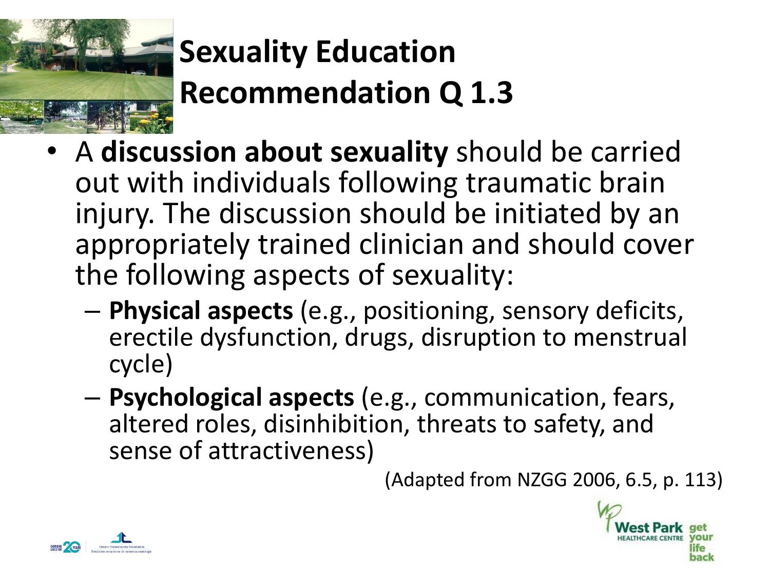# Sexuality Education Recommendation Q 1.3

- A **discussion about sexuality** should be carried out with individuals following traumatic brain injury. The discussion should be initiated by an appropriately trained clinician and should cover the following aspects of sexuality:
  - **Physical aspects** (e.g., positioning, sensory deficits, erectile dysfunction, drugs, disruption to menstrual cycle)
  - **Psychological aspects** (e.g., communication, fears, altered roles, disinhibition, threats to safety, and sense of attractiveness)

(Adapted from NZGG 2006, 6.5, p. 113)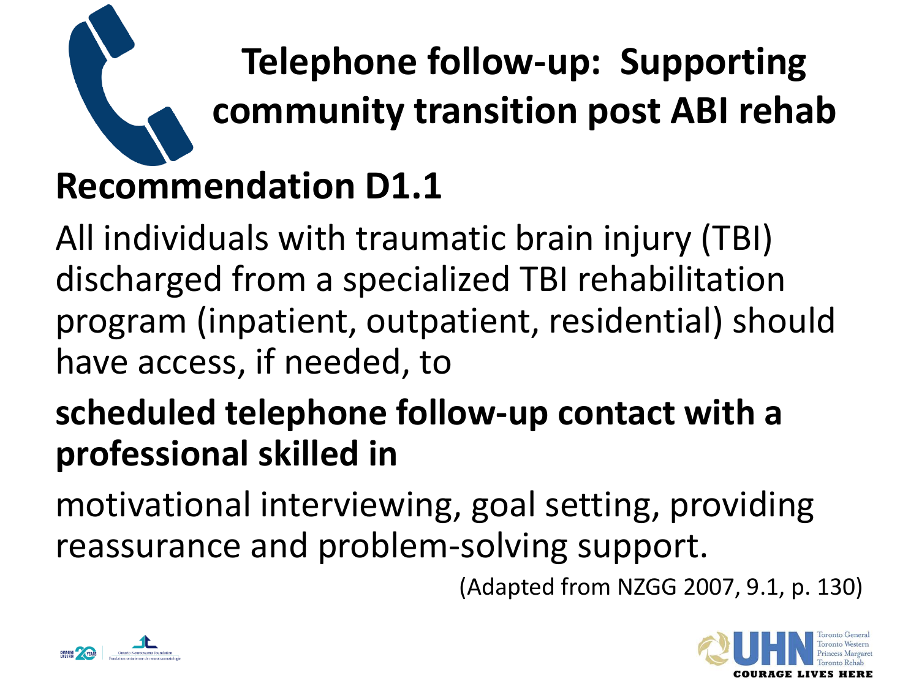# Telephone follow-up: Supporting community transition post ABI rehab

## Recommendation D1.1

All individuals with traumatic brain injury (TBI) discharged from a specialized TBI rehabilitation program (inpatient, outpatient, residential) should have access, if needed, to

**scheduled telephone follow-up contact with a professional skilled in**

motivational interviewing, goal setting, providing reassurance and problem-solving support.

(Adapted from NZGG 2007, 9.1, p. 130)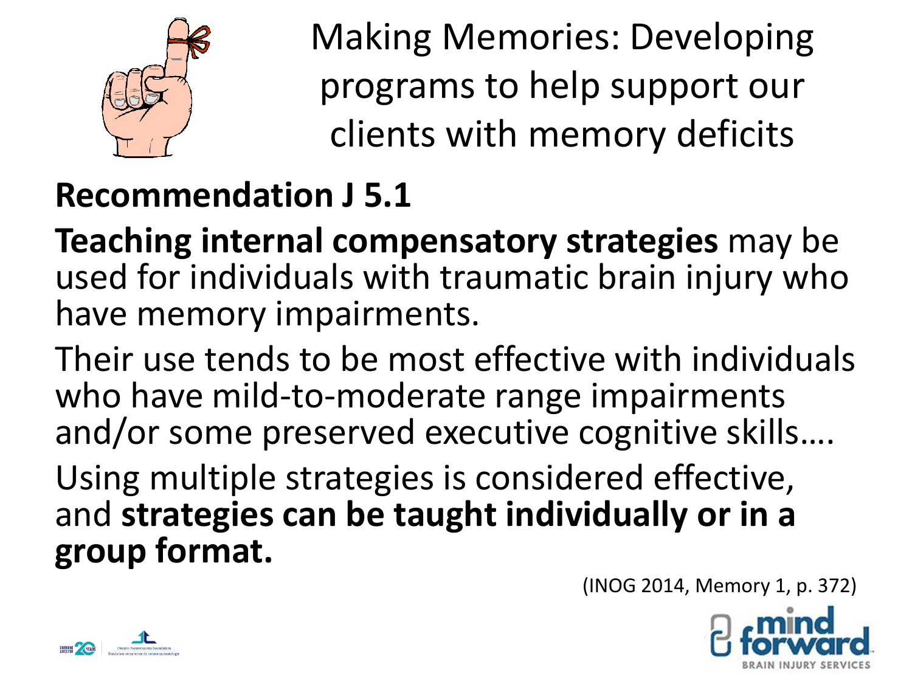# Making Memories: Developing programs to help support our clients with memory deficits

## Recommendation J 5.1

**Teaching internal compensatory strategies** may be used for individuals with traumatic brain injury who have memory impairments.

Their use tends to be most effective with individuals who have mild-to-moderate range impairments and/or some preserved executive cognitive skills….

Using multiple strategies is considered effective, and **strategies can be taught individually or in a group format.**

(INOG 2014, Memory 1, p. 372)